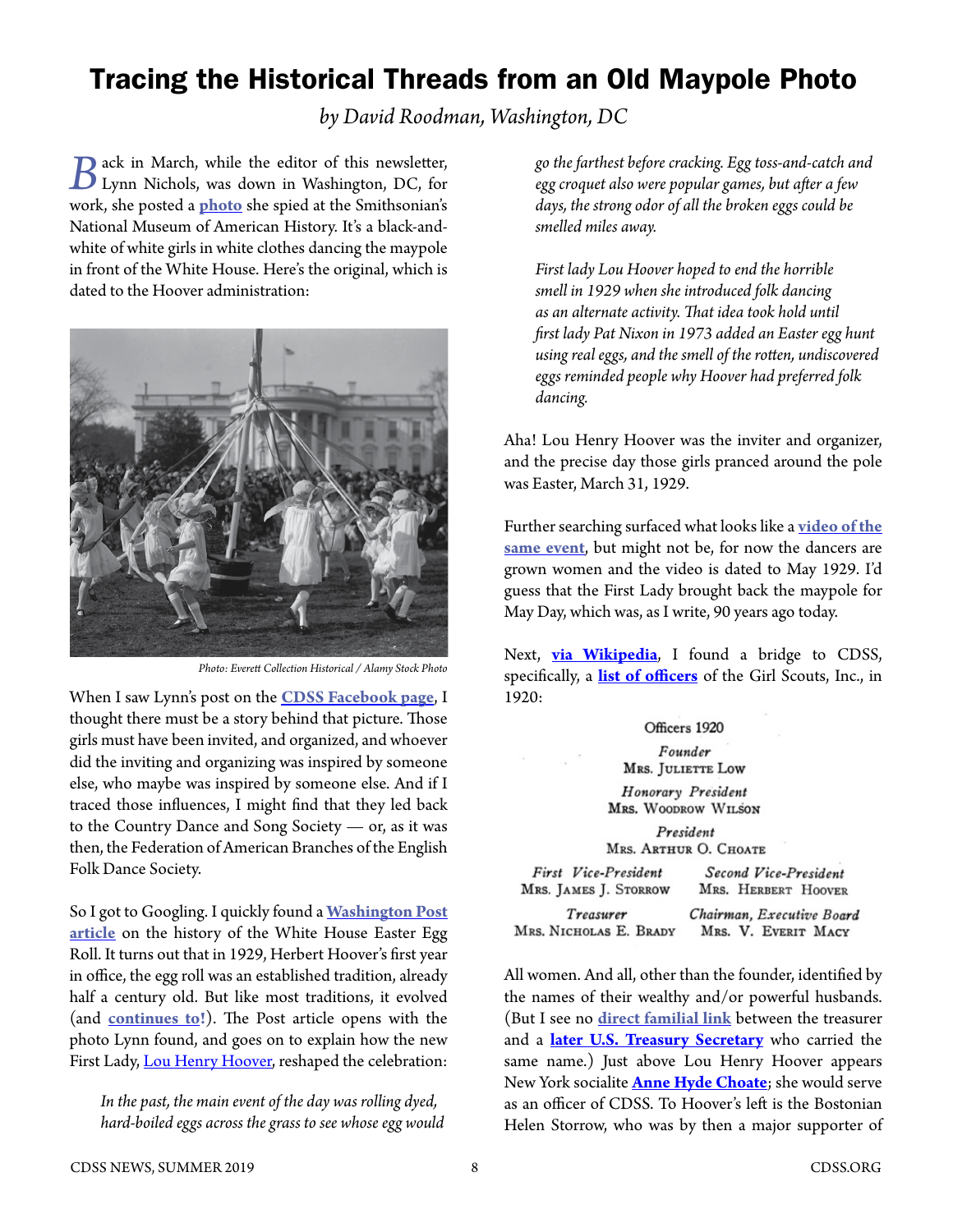# Tracing the Historical Threads from an Old Maypole Photo

*by David Roodman, Washington, DC*

Back in March, while the editor of this newsletter, Lynn Nichols, was down in Washington, DC, for work, she posted a **photo** she spied at the Smithsonian's National Museum of American History. It's a black-and-white of white girls in white clothes dancing the maypole in front of the White House. Here's the original, which is dated to the Hoover administration:

*Photo: Everett Collection Historical / Alamy Stock Photo*

When I saw Lynn's post on the **CDSS Facebook page**, I thought there must be a story behind that picture. Those girls must have been invited, and organized, and whoever did the inviting and organizing was inspired by someone else, who maybe was inspired by someone else. And if I traced those influences, I might find that they led back to the Country Dance and Song Society — or, as it was then, the Federation of American Branches of the English Folk Dance Society.

So I got to Googling. I quickly found a **Washington Post article** on the history of the White House Easter Egg Roll. It turns out that in 1929, Herbert Hoover's first year in office, the egg roll was an established tradition, already half a century old. But like most traditions, it evolved (and **continues to!**). The Post article opens with the photo Lynn found, and goes on to explain how the new First Lady, Lou Henry Hoover, reshaped the celebration:

> *In the past, the main event of the day was rolling dyed, hard-boiled eggs across the grass to see whose egg would go the farthest before cracking. Egg toss-and-catch and egg croquet also were popular games, but after a few days, the strong odor of all the broken eggs could be smelled miles away.*
>
> *First lady Lou Hoover hoped to end the horrible smell in 1929 when she introduced folk dancing as an alternate activity. That idea took hold until first lady Pat Nixon in 1973 added an Easter egg hunt using real eggs, and the smell of the rotten, undiscovered eggs reminded people why Hoover had preferred folk dancing.*

Aha! Lou Henry Hoover was the inviter and organizer, and the precise day those girls pranced around the pole was Easter, March 31, 1929.

Further searching surfaced what looks like a **video of the same event**, but might not be, for now the dancers are grown women and the video is dated to May 1929. I'd guess that the First Lady brought back the maypole for May Day, which was, as I write, 90 years ago today.

Next, **via Wikipedia**, I found a bridge to CDSS, specifically, a **list of officers** of the Girl Scouts, Inc., in 1920:

Officers 1920

*Founder*
Mrs. Juliette Low

*Honorary President*
Mrs. Woodrow Wilson

*President*
Mrs. Arthur O. Choate

| *First Vice-President* | *Second Vice-President* |
|---|---|
| Mrs. James J. Storrow | Mrs. Herbert Hoover |
| *Treasurer* | *Chairman, Executive Board* |
| Mrs. Nicholas E. Brady | Mrs. V. Everit Macy |

All women. And all, other than the founder, identified by the names of their wealthy and/or powerful husbands. (But I see no **direct familial link** between the treasurer and a **later U.S. Treasury Secretary** who carried the same name.) Just above Lou Henry Hoover appears New York socialite **Anne Hyde Choate**; she would serve as an officer of CDSS. To Hoover's left is the Bostonian Helen Storrow, who was by then a major supporter of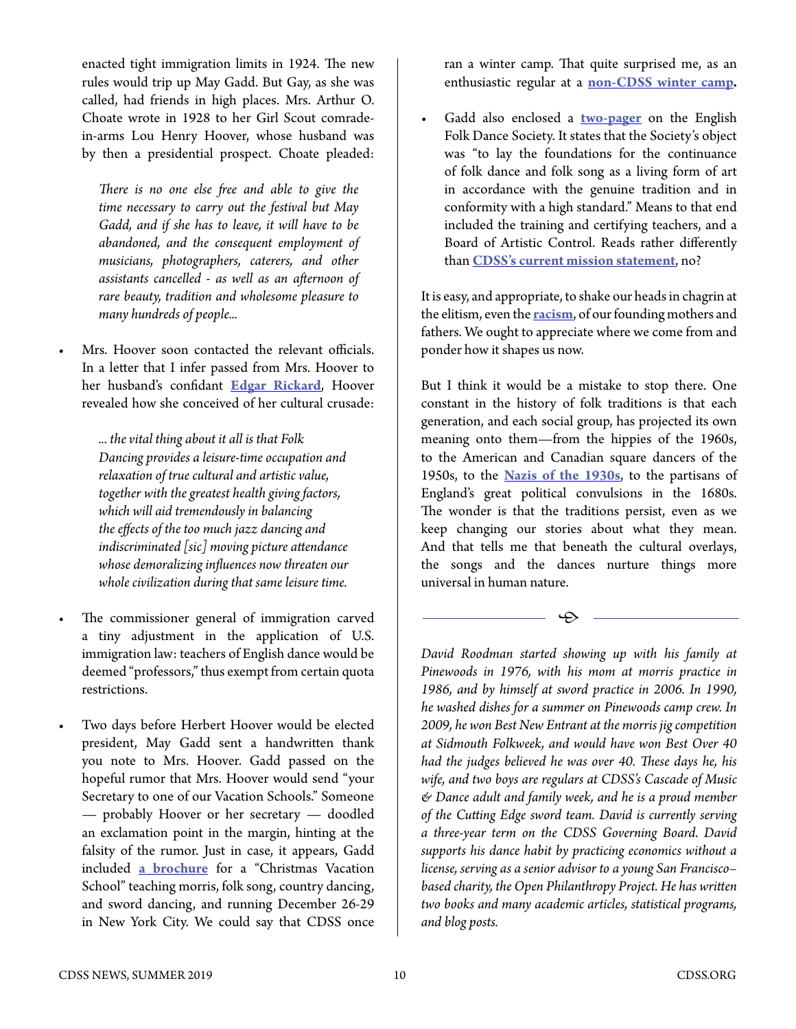enacted tight immigration limits in 1924. The new rules would trip up May Gadd. But Gay, as she was called, had friends in high places. Mrs. Arthur O. Choate wrote in 1928 to her Girl Scout comrade-in-arms Lou Henry Hoover, whose husband was by then a presidential prospect. Choate pleaded:

> *There is no one else free and able to give the time necessary to carry out the festival but May Gadd, and if she has to leave, it will have to be abandoned, and the consequent employment of musicians, photographers, caterers, and other assistants cancelled - as well as an afternoon of rare beauty, tradition and wholesome pleasure to many hundreds of people...*

- Mrs. Hoover soon contacted the relevant officials. In a letter that I infer passed from Mrs. Hoover to her husband's confidant **Edgar Rickard**, Hoover revealed how she conceived of her cultural crusade:

> *... the vital thing about it all is that Folk Dancing provides a leisure-time occupation and relaxation of true cultural and artistic value, together with the greatest health giving factors, which will aid tremendously in balancing the effects of the too much jazz dancing and indiscriminated [sic] moving picture attendance whose demoralizing influences now threaten our whole civilization during that same leisure time.*

- The commissioner general of immigration carved a tiny adjustment in the application of U.S. immigration law: teachers of English dance would be deemed "professors," thus exempt from certain quota restrictions.

- Two days before Herbert Hoover would be elected president, May Gadd sent a handwritten thank you note to Mrs. Hoover. Gadd passed on the hopeful rumor that Mrs. Hoover would send "your Secretary to one of our Vacation Schools." Someone — probably Hoover or her secretary — doodled an exclamation point in the margin, hinting at the falsity of the rumor. Just in case, it appears, Gadd included **a brochure** for a "Christmas Vacation School" teaching morris, folk song, country dancing, and sword dancing, and running December 26-29 in New York City. We could say that CDSS once ran a winter camp. That quite surprised me, as an enthusiastic regular at a **non-CDSS winter camp**.

- Gadd also enclosed a **two-pager** on the English Folk Dance Society. It states that the Society's object was "to lay the foundations for the continuance of folk dance and folk song as a living form of art in accordance with the genuine tradition and in conformity with a high standard." Means to that end included the training and certifying teachers, and a Board of Artistic Control. Reads rather differently than **CDSS's current mission statement**, no?

It is easy, and appropriate, to shake our heads in chagrin at the elitism, even the **racism**, of our founding mothers and fathers. We ought to appreciate where we come from and ponder how it shapes us now.

But I think it would be a mistake to stop there. One constant in the history of folk traditions is that each generation, and each social group, has projected its own meaning onto them—from the hippies of the 1960s, to the American and Canadian square dancers of the 1950s, to the **Nazis of the 1930s**, to the partisans of England's great political convulsions in the 1680s. The wonder is that the traditions persist, even as we keep changing our stories about what they mean. And that tells me that beneath the cultural overlays, the songs and the dances nurture things more universal in human nature.

---

*David Roodman started showing up with his family at Pinewoods in 1976, with his mom at morris practice in 1986, and by himself at sword practice in 2006. In 1990, he washed dishes for a summer on Pinewoods camp crew. In 2009, he won Best New Entrant at the morris jig competition at Sidmouth Folkweek, and would have won Best Over 40 had the judges believed he was over 40. These days he, his wife, and two boys are regulars at CDSS's Cascade of Music & Dance adult and family week, and he is a proud member of the Cutting Edge sword team. David is currently serving a three-year term on the CDSS Governing Board. David supports his dance habit by practicing economics without a license, serving as a senior advisor to a young San Francisco–based charity, the Open Philanthropy Project. He has written two books and many academic articles, statistical programs, and blog posts.*